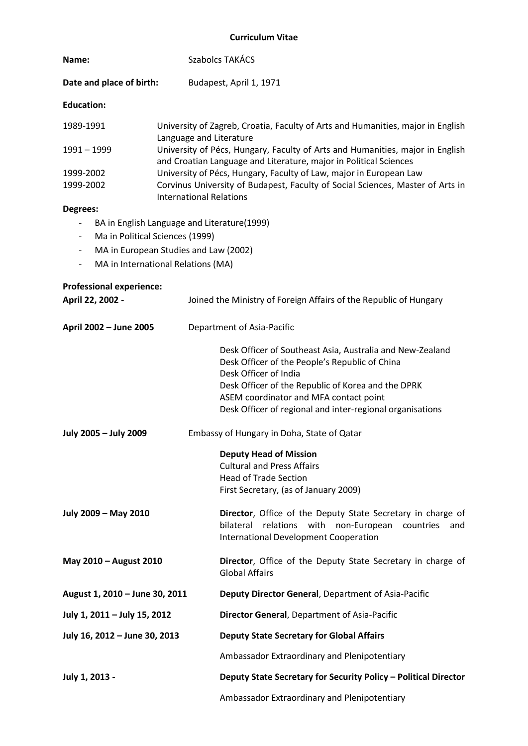# Curriculum Vitae

**Name:** Szabolcs TAKÁCS

**Date and place of birth:** Budapest, April 1, 1971

**Education:**

| | |
|---|---|
| 1989-1991 | University of Zagreb, Croatia, Faculty of Arts and Humanities, major in English Language and Literature |
| 1991 – 1999 | University of Pécs, Hungary, Faculty of Arts and Humanities, major in English and Croatian Language and Literature, major in Political Sciences |
| 1999-2002 | University of Pécs, Hungary, Faculty of Law, major in European Law |
| 1999-2002 | Corvinus University of Budapest, Faculty of Social Sciences, Master of Arts in International Relations |

**Degrees:**

- BA in English Language and Literature(1999)
- Ma in Political Sciences (1999)
- MA in European Studies and Law (2002)
- MA in International Relations (MA)

**Professional experience:**

**April 22, 2002 -** Joined the Ministry of Foreign Affairs of the Republic of Hungary

**April 2002 – June 2005** Department of Asia-Pacific

Desk Officer of Southeast Asia, Australia and New-Zealand
Desk Officer of the People's Republic of China
Desk Officer of India
Desk Officer of the Republic of Korea and the DPRK
ASEM coordinator and MFA contact point
Desk Officer of regional and inter-regional organisations

**July 2005 – July 2009** Embassy of Hungary in Doha, State of Qatar

**Deputy Head of Mission**
Cultural and Press Affairs
Head of Trade Section
First Secretary, (as of January 2009)

**July 2009 – May 2010** **Director**, Office of the Deputy State Secretary in charge of bilateral relations with non-European countries and International Development Cooperation

**May 2010 – August 2010** **Director**, Office of the Deputy State Secretary in charge of Global Affairs

**August 1, 2010 – June 30, 2011** **Deputy Director General**, Department of Asia-Pacific

**July 1, 2011 – July 15, 2012** **Director General**, Department of Asia-Pacific

**July 16, 2012 – June 30, 2013** **Deputy State Secretary for Global Affairs**

Ambassador Extraordinary and Plenipotentiary

**July 1, 2013 -** **Deputy State Secretary for Security Policy – Political Director**

Ambassador Extraordinary and Plenipotentiary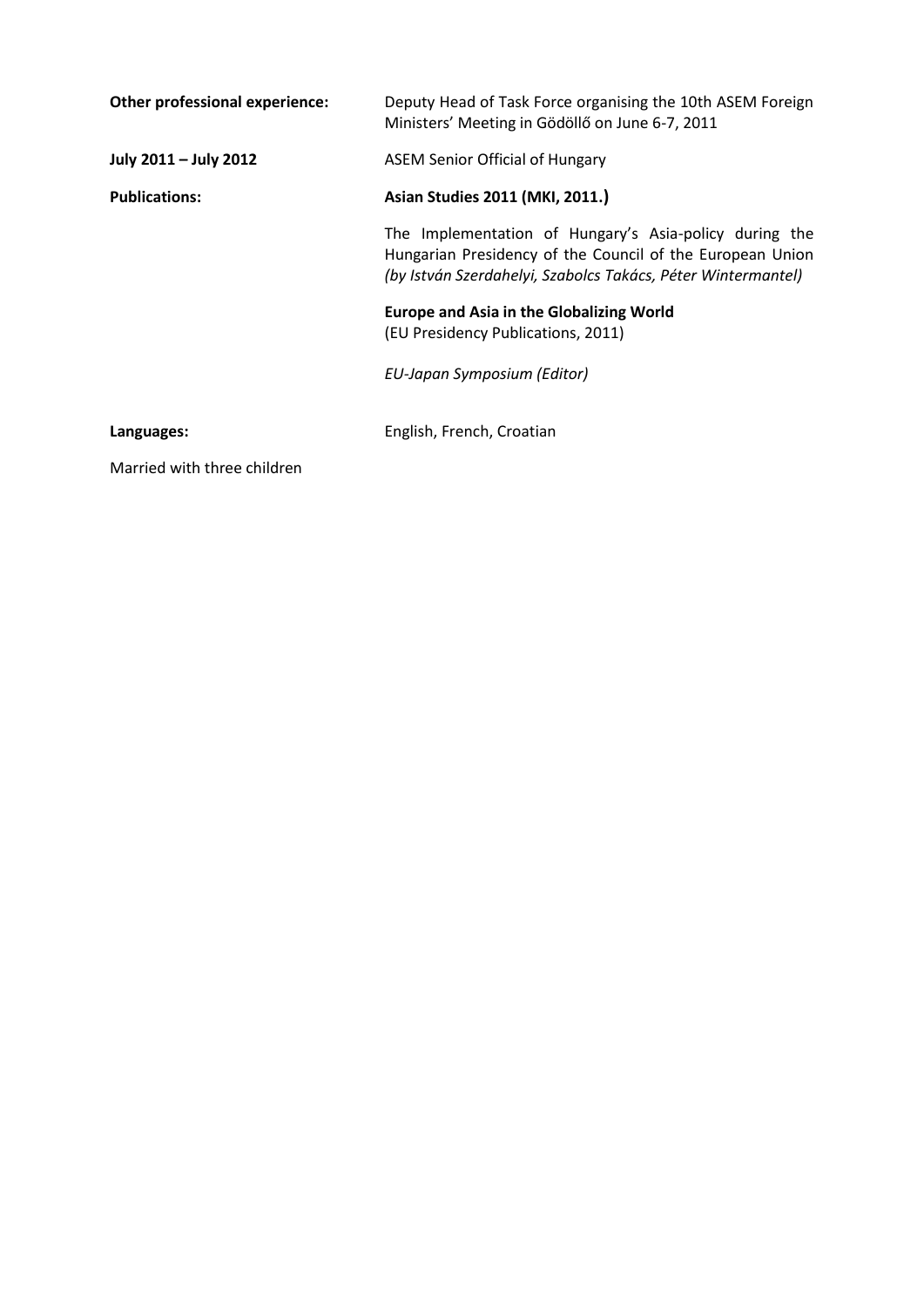**Other professional experience:** Deputy Head of Task Force organising the 10th ASEM Foreign Ministers' Meeting in Gödöllő on June 6-7, 2011

**July 2011 – July 2012** ASEM Senior Official of Hungary

**Publications:**

**Asian Studies 2011 (MKI, 2011.)**

The Implementation of Hungary's Asia-policy during the Hungarian Presidency of the Council of the European Union *(by István Szerdahelyi, Szabolcs Takács, Péter Wintermantel)*

**Europe and Asia in the Globalizing World**
(EU Presidency Publications, 2011)

*EU-Japan Symposium (Editor)*

**Languages:** English, French, Croatian

Married with three children